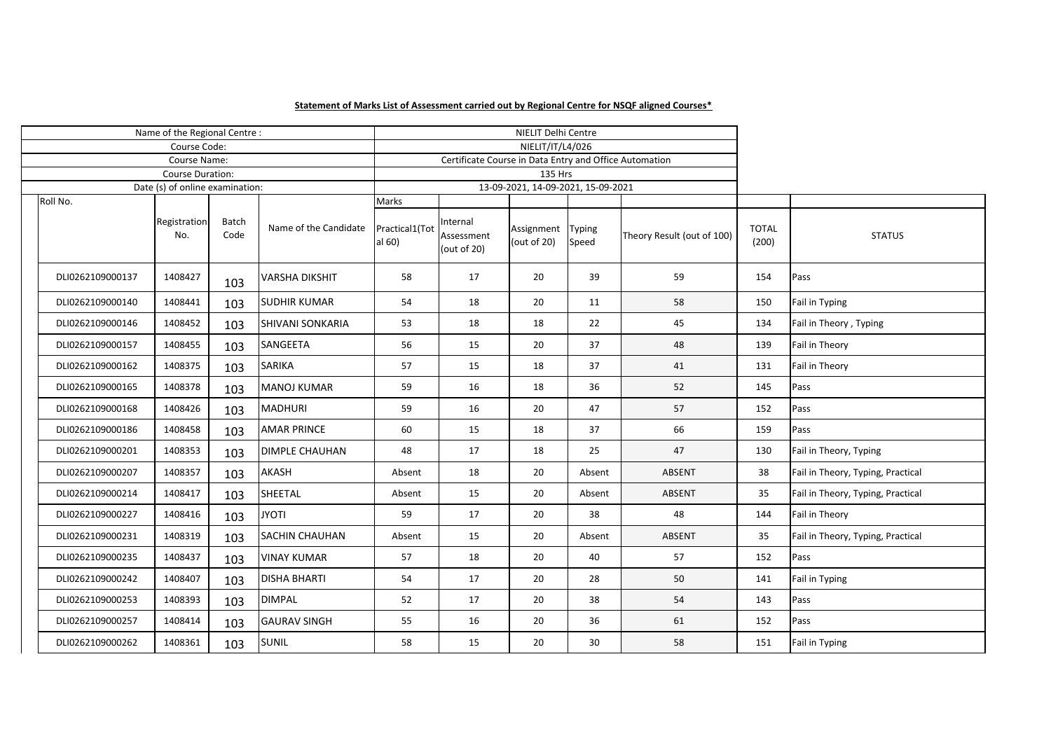**Statement of Marks List of Assessment carried out by Regional Centre for NSQF aligned Courses***

| Name of the Regional Centre : | NIELIT Delhi Centre |
|---|---|
| Course Code: | NIELIT/IT/L4/026 |
| Course Name: | Certificate Course in Data Entry and Office Automation |
| Course Duration: | 135 Hrs |
| Date (s) of online examination: | 13-09-2021, 14-09-2021, 15-09-2021 |

| Roll No. | Registration No. | Batch Code | Name of the Candidate | Marks | | | | | | |
|---|---|---|---|---|---|---|---|---|---|---|
| | | | | Practical1(Total 60) | Internal Assessment (out of 20) | Assignment (out of 20) | Typing Speed | Theory Result (out of 100) | TOTAL (200) | STATUS |
| DLI0262109000137 | 1408427 | 103 | VARSHA DIKSHIT | 58 | 17 | 20 | 39 | 59 | 154 | Pass |
| DLI0262109000140 | 1408441 | 103 | SUDHIR KUMAR | 54 | 18 | 20 | 11 | 58 | 150 | Fail in Typing |
| DLI0262109000146 | 1408452 | 103 | SHIVANI SONKARIA | 53 | 18 | 18 | 22 | 45 | 134 | Fail in Theory , Typing |
| DLI0262109000157 | 1408455 | 103 | SANGEETA | 56 | 15 | 20 | 37 | 48 | 139 | Fail in Theory |
| DLI0262109000162 | 1408375 | 103 | SARIKA | 57 | 15 | 18 | 37 | 41 | 131 | Fail in Theory |
| DLI0262109000165 | 1408378 | 103 | MANOJ KUMAR | 59 | 16 | 18 | 36 | 52 | 145 | Pass |
| DLI0262109000168 | 1408426 | 103 | MADHURI | 59 | 16 | 20 | 47 | 57 | 152 | Pass |
| DLI0262109000186 | 1408458 | 103 | AMAR PRINCE | 60 | 15 | 18 | 37 | 66 | 159 | Pass |
| DLI0262109000201 | 1408353 | 103 | DIMPLE CHAUHAN | 48 | 17 | 18 | 25 | 47 | 130 | Fail in Theory, Typing |
| DLI0262109000207 | 1408357 | 103 | AKASH | Absent | 18 | 20 | Absent | ABSENT | 38 | Fail in Theory, Typing, Practical |
| DLI0262109000214 | 1408417 | 103 | SHEETAL | Absent | 15 | 20 | Absent | ABSENT | 35 | Fail in Theory, Typing, Practical |
| DLI0262109000227 | 1408416 | 103 | JYOTI | 59 | 17 | 20 | 38 | 48 | 144 | Fail in Theory |
| DLI0262109000231 | 1408319 | 103 | SACHIN CHAUHAN | Absent | 15 | 20 | Absent | ABSENT | 35 | Fail in Theory, Typing, Practical |
| DLI0262109000235 | 1408437 | 103 | VINAY KUMAR | 57 | 18 | 20 | 40 | 57 | 152 | Pass |
| DLI0262109000242 | 1408407 | 103 | DISHA BHARTI | 54 | 17 | 20 | 28 | 50 | 141 | Fail in Typing |
| DLI0262109000253 | 1408393 | 103 | DIMPAL | 52 | 17 | 20 | 38 | 54 | 143 | Pass |
| DLI0262109000257 | 1408414 | 103 | GAURAV SINGH | 55 | 16 | 20 | 36 | 61 | 152 | Pass |
| DLI0262109000262 | 1408361 | 103 | SUNIL | 58 | 15 | 20 | 30 | 58 | 151 | Fail in Typing |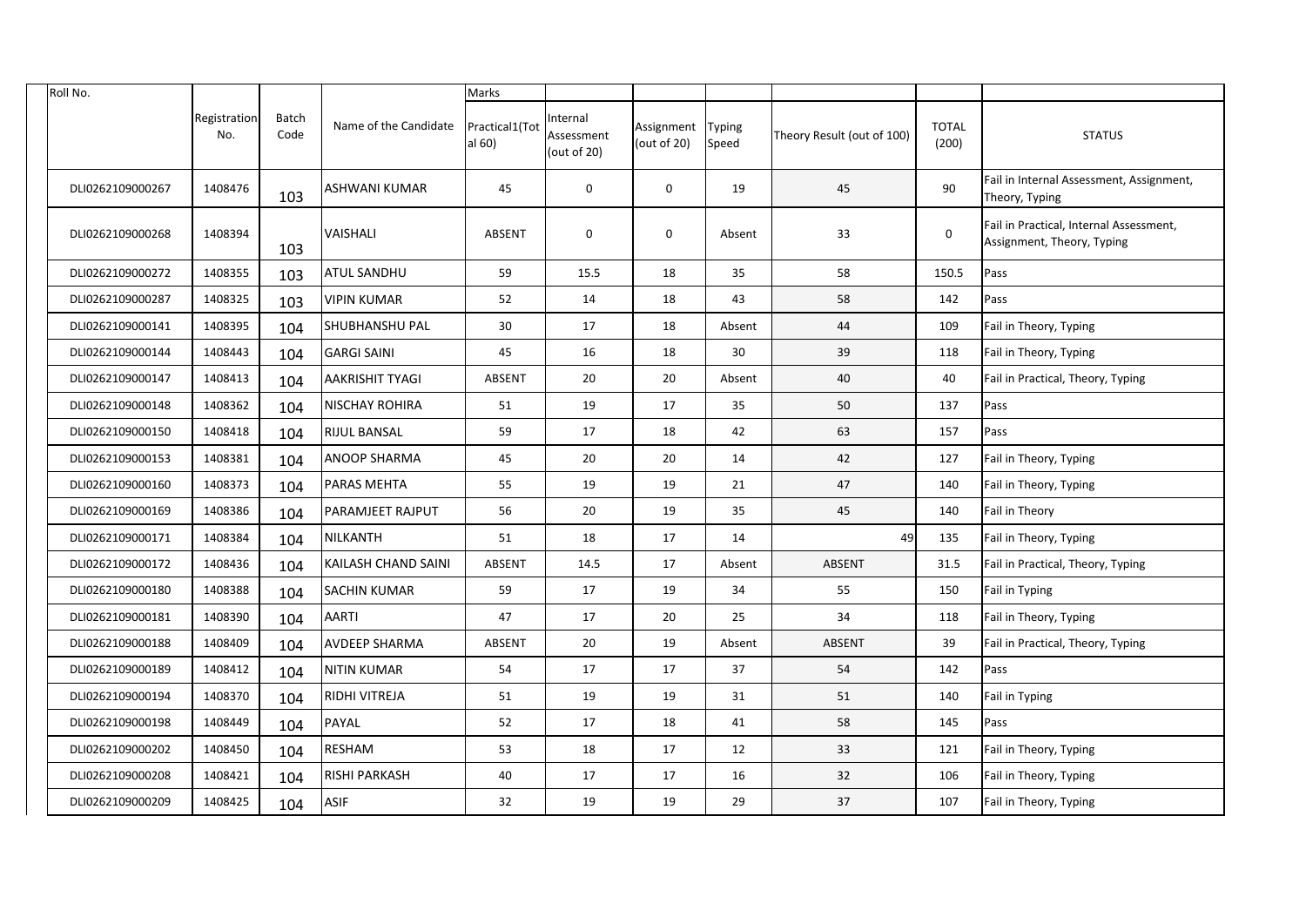| Roll No. | | | | Marks | | | | | | |
|---|---|---|---|---|---|---|---|---|---|---|
| | Registration No. | Batch Code | Name of the Candidate | Practical1(Total 60) | Internal Assessment (out of 20) | Assignment (out of 20) | Typing Speed | Theory Result (out of 100) | TOTAL (200) | STATUS |
| DLI0262109000267 | 1408476 | 103 | ASHWANI KUMAR | 45 | 0 | 0 | 19 | 45 | 90 | Fail in Internal Assessment, Assignment, Theory, Typing |
| DLI0262109000268 | 1408394 | 103 | VAISHALI | ABSENT | 0 | 0 | Absent | 33 | 0 | Fail in Practical, Internal Assessment, Assignment, Theory, Typing |
| DLI0262109000272 | 1408355 | 103 | ATUL SANDHU | 59 | 15.5 | 18 | 35 | 58 | 150.5 | Pass |
| DLI0262109000287 | 1408325 | 103 | VIPIN KUMAR | 52 | 14 | 18 | 43 | 58 | 142 | Pass |
| DLI0262109000141 | 1408395 | 104 | SHUBHANSHU PAL | 30 | 17 | 18 | Absent | 44 | 109 | Fail in Theory, Typing |
| DLI0262109000144 | 1408443 | 104 | GARGI SAINI | 45 | 16 | 18 | 30 | 39 | 118 | Fail in Theory, Typing |
| DLI0262109000147 | 1408413 | 104 | AAKRISHIT TYAGI | ABSENT | 20 | 20 | Absent | 40 | 40 | Fail in Practical, Theory, Typing |
| DLI0262109000148 | 1408362 | 104 | NISCHAY ROHIRA | 51 | 19 | 17 | 35 | 50 | 137 | Pass |
| DLI0262109000150 | 1408418 | 104 | RIJUL BANSAL | 59 | 17 | 18 | 42 | 63 | 157 | Pass |
| DLI0262109000153 | 1408381 | 104 | ANOOP SHARMA | 45 | 20 | 20 | 14 | 42 | 127 | Fail in Theory, Typing |
| DLI0262109000160 | 1408373 | 104 | PARAS MEHTA | 55 | 19 | 19 | 21 | 47 | 140 | Fail in Theory, Typing |
| DLI0262109000169 | 1408386 | 104 | PARAMJEET RAJPUT | 56 | 20 | 19 | 35 | 45 | 140 | Fail in Theory |
| DLI0262109000171 | 1408384 | 104 | NILKANTH | 51 | 18 | 17 | 14 | 49 | 135 | Fail in Theory, Typing |
| DLI0262109000172 | 1408436 | 104 | KAILASH CHAND SAINI | ABSENT | 14.5 | 17 | Absent | ABSENT | 31.5 | Fail in Practical, Theory, Typing |
| DLI0262109000180 | 1408388 | 104 | SACHIN KUMAR | 59 | 17 | 19 | 34 | 55 | 150 | Fail in Typing |
| DLI0262109000181 | 1408390 | 104 | AARTI | 47 | 17 | 20 | 25 | 34 | 118 | Fail in Theory, Typing |
| DLI0262109000188 | 1408409 | 104 | AVDEEP SHARMA | ABSENT | 20 | 19 | Absent | ABSENT | 39 | Fail in Practical, Theory, Typing |
| DLI0262109000189 | 1408412 | 104 | NITIN KUMAR | 54 | 17 | 17 | 37 | 54 | 142 | Pass |
| DLI0262109000194 | 1408370 | 104 | RIDHI VITREJA | 51 | 19 | 19 | 31 | 51 | 140 | Fail in Typing |
| DLI0262109000198 | 1408449 | 104 | PAYAL | 52 | 17 | 18 | 41 | 58 | 145 | Pass |
| DLI0262109000202 | 1408450 | 104 | RESHAM | 53 | 18 | 17 | 12 | 33 | 121 | Fail in Theory, Typing |
| DLI0262109000208 | 1408421 | 104 | RISHI PARKASH | 40 | 17 | 17 | 16 | 32 | 106 | Fail in Theory, Typing |
| DLI0262109000209 | 1408425 | 104 | ASIF | 32 | 19 | 19 | 29 | 37 | 107 | Fail in Theory, Typing |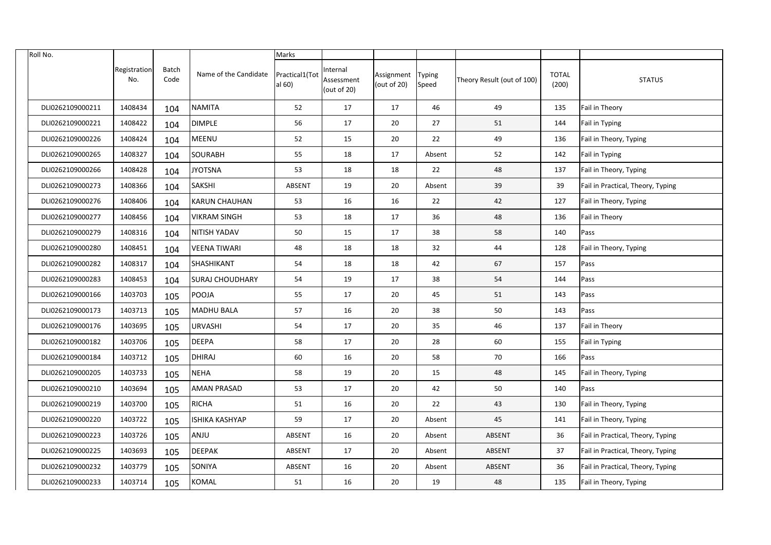| Roll No. | | | | Marks | | | | | | |
|---|---|---|---|---|---|---|---|---|---|---|
| | Registration No. | Batch Code | Name of the Candidate | Practical1(Total 60) | Internal Assessment (out of 20) | Assignment (out of 20) | Typing Speed | Theory Result (out of 100) | TOTAL (200) | STATUS |
| DLI0262109000211 | 1408434 | 104 | NAMITA | 52 | 17 | 17 | 46 | 49 | 135 | Fail in Theory |
| DLI0262109000221 | 1408422 | 104 | DIMPLE | 56 | 17 | 20 | 27 | 51 | 144 | Fail in Typing |
| DLI0262109000226 | 1408424 | 104 | MEENU | 52 | 15 | 20 | 22 | 49 | 136 | Fail in Theory, Typing |
| DLI0262109000265 | 1408327 | 104 | SOURABH | 55 | 18 | 17 | Absent | 52 | 142 | Fail in Typing |
| DLI0262109000266 | 1408428 | 104 | JYOTSNA | 53 | 18 | 18 | 22 | 48 | 137 | Fail in Theory, Typing |
| DLI0262109000273 | 1408366 | 104 | SAKSHI | ABSENT | 19 | 20 | Absent | 39 | 39 | Fail in Practical, Theory, Typing |
| DLI0262109000276 | 1408406 | 104 | KARUN CHAUHAN | 53 | 16 | 16 | 22 | 42 | 127 | Fail in Theory, Typing |
| DLI0262109000277 | 1408456 | 104 | VIKRAM SINGH | 53 | 18 | 17 | 36 | 48 | 136 | Fail in Theory |
| DLI0262109000279 | 1408316 | 104 | NITISH YADAV | 50 | 15 | 17 | 38 | 58 | 140 | Pass |
| DLI0262109000280 | 1408451 | 104 | VEENA TIWARI | 48 | 18 | 18 | 32 | 44 | 128 | Fail in Theory, Typing |
| DLI0262109000282 | 1408317 | 104 | SHASHIKANT | 54 | 18 | 18 | 42 | 67 | 157 | Pass |
| DLI0262109000283 | 1408453 | 104 | SURAJ CHOUDHARY | 54 | 19 | 17 | 38 | 54 | 144 | Pass |
| DLI0262109000166 | 1403703 | 105 | POOJA | 55 | 17 | 20 | 45 | 51 | 143 | Pass |
| DLI0262109000173 | 1403713 | 105 | MADHU BALA | 57 | 16 | 20 | 38 | 50 | 143 | Pass |
| DLI0262109000176 | 1403695 | 105 | URVASHI | 54 | 17 | 20 | 35 | 46 | 137 | Fail in Theory |
| DLI0262109000182 | 1403706 | 105 | DEEPA | 58 | 17 | 20 | 28 | 60 | 155 | Fail in Typing |
| DLI0262109000184 | 1403712 | 105 | DHIRAJ | 60 | 16 | 20 | 58 | 70 | 166 | Pass |
| DLI0262109000205 | 1403733 | 105 | NEHA | 58 | 19 | 20 | 15 | 48 | 145 | Fail in Theory, Typing |
| DLI0262109000210 | 1403694 | 105 | AMAN PRASAD | 53 | 17 | 20 | 42 | 50 | 140 | Pass |
| DLI0262109000219 | 1403700 | 105 | RICHA | 51 | 16 | 20 | 22 | 43 | 130 | Fail in Theory, Typing |
| DLI0262109000220 | 1403722 | 105 | ISHIKA KASHYAP | 59 | 17 | 20 | Absent | 45 | 141 | Fail in Theory, Typing |
| DLI0262109000223 | 1403726 | 105 | ANJU | ABSENT | 16 | 20 | Absent | ABSENT | 36 | Fail in Practical, Theory, Typing |
| DLI0262109000225 | 1403693 | 105 | DEEPAK | ABSENT | 17 | 20 | Absent | ABSENT | 37 | Fail in Practical, Theory, Typing |
| DLI0262109000232 | 1403779 | 105 | SONIYA | ABSENT | 16 | 20 | Absent | ABSENT | 36 | Fail in Practical, Theory, Typing |
| DLI0262109000233 | 1403714 | 105 | KOMAL | 51 | 16 | 20 | 19 | 48 | 135 | Fail in Theory, Typing |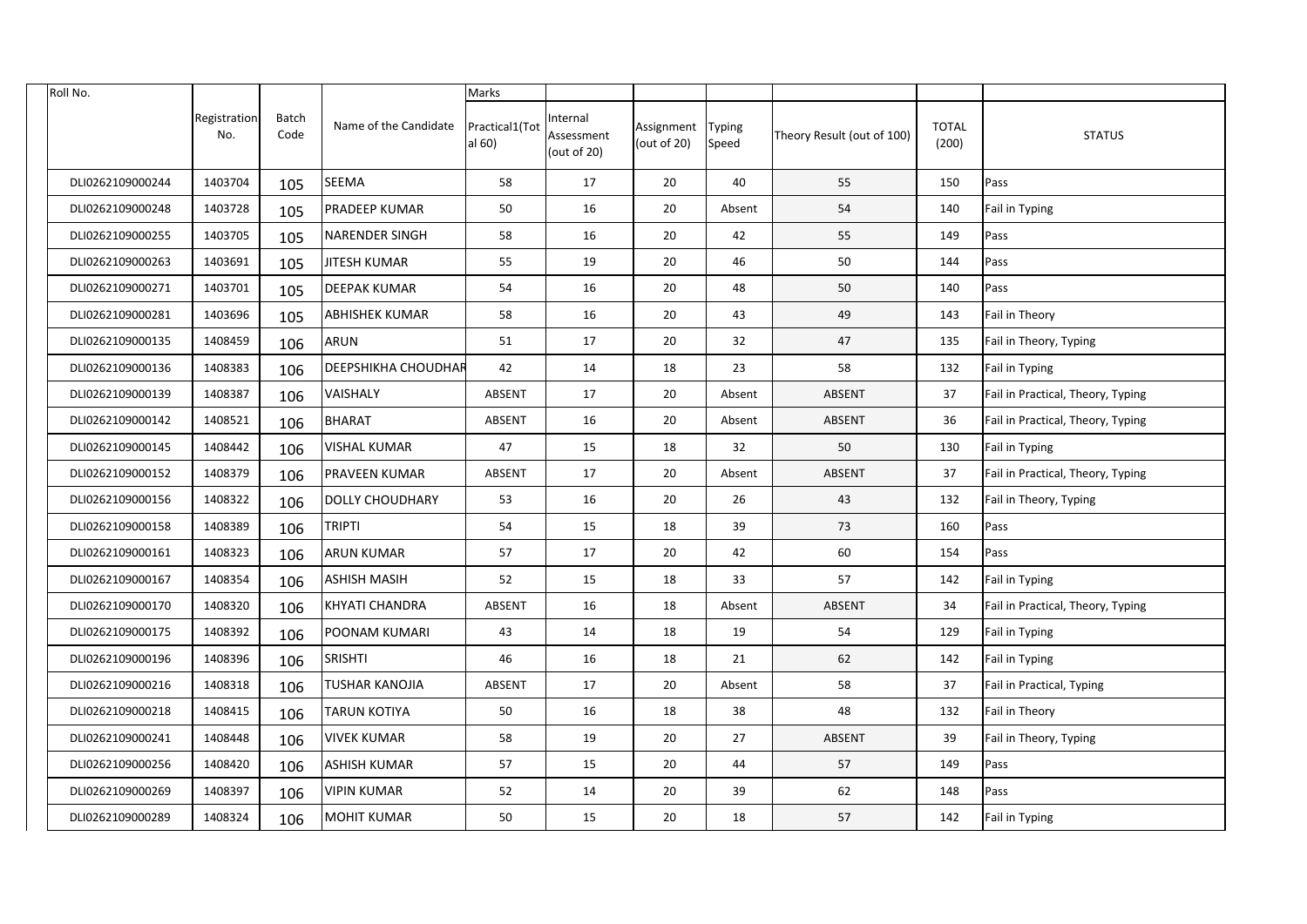| Roll No. | | | | Marks | | | | | | |
|---|---|---|---|---|---|---|---|---|---|---|
| | Registration No. | Batch Code | Name of the Candidate | Practical1(Total 60) | Internal Assessment (out of 20) | Assignment (out of 20) | Typing Speed | Theory Result (out of 100) | TOTAL (200) | STATUS |
| DLI0262109000244 | 1403704 | 105 | SEEMA | 58 | 17 | 20 | 40 | 55 | 150 | Pass |
| DLI0262109000248 | 1403728 | 105 | PRADEEP KUMAR | 50 | 16 | 20 | Absent | 54 | 140 | Fail in Typing |
| DLI0262109000255 | 1403705 | 105 | NARENDER SINGH | 58 | 16 | 20 | 42 | 55 | 149 | Pass |
| DLI0262109000263 | 1403691 | 105 | JITESH KUMAR | 55 | 19 | 20 | 46 | 50 | 144 | Pass |
| DLI0262109000271 | 1403701 | 105 | DEEPAK KUMAR | 54 | 16 | 20 | 48 | 50 | 140 | Pass |
| DLI0262109000281 | 1403696 | 105 | ABHISHEK KUMAR | 58 | 16 | 20 | 43 | 49 | 143 | Fail in Theory |
| DLI0262109000135 | 1408459 | 106 | ARUN | 51 | 17 | 20 | 32 | 47 | 135 | Fail in Theory, Typing |
| DLI0262109000136 | 1408383 | 106 | DEEPSHIKHA CHOUDHAR | 42 | 14 | 18 | 23 | 58 | 132 | Fail in Typing |
| DLI0262109000139 | 1408387 | 106 | VAISHALY | ABSENT | 17 | 20 | Absent | ABSENT | 37 | Fail in Practical, Theory, Typing |
| DLI0262109000142 | 1408521 | 106 | BHARAT | ABSENT | 16 | 20 | Absent | ABSENT | 36 | Fail in Practical, Theory, Typing |
| DLI0262109000145 | 1408442 | 106 | VISHAL KUMAR | 47 | 15 | 18 | 32 | 50 | 130 | Fail in Typing |
| DLI0262109000152 | 1408379 | 106 | PRAVEEN KUMAR | ABSENT | 17 | 20 | Absent | ABSENT | 37 | Fail in Practical, Theory, Typing |
| DLI0262109000156 | 1408322 | 106 | DOLLY CHOUDHARY | 53 | 16 | 20 | 26 | 43 | 132 | Fail in Theory, Typing |
| DLI0262109000158 | 1408389 | 106 | TRIPTI | 54 | 15 | 18 | 39 | 73 | 160 | Pass |
| DLI0262109000161 | 1408323 | 106 | ARUN KUMAR | 57 | 17 | 20 | 42 | 60 | 154 | Pass |
| DLI0262109000167 | 1408354 | 106 | ASHISH MASIH | 52 | 15 | 18 | 33 | 57 | 142 | Fail in Typing |
| DLI0262109000170 | 1408320 | 106 | KHYATI CHANDRA | ABSENT | 16 | 18 | Absent | ABSENT | 34 | Fail in Practical, Theory, Typing |
| DLI0262109000175 | 1408392 | 106 | POONAM KUMARI | 43 | 14 | 18 | 19 | 54 | 129 | Fail in Typing |
| DLI0262109000196 | 1408396 | 106 | SRISHTI | 46 | 16 | 18 | 21 | 62 | 142 | Fail in Typing |
| DLI0262109000216 | 1408318 | 106 | TUSHAR KANOJIA | ABSENT | 17 | 20 | Absent | 58 | 37 | Fail in Practical, Typing |
| DLI0262109000218 | 1408415 | 106 | TARUN KOTIYA | 50 | 16 | 18 | 38 | 48 | 132 | Fail in Theory |
| DLI0262109000241 | 1408448 | 106 | VIVEK KUMAR | 58 | 19 | 20 | 27 | ABSENT | 39 | Fail in Theory, Typing |
| DLI0262109000256 | 1408420 | 106 | ASHISH KUMAR | 57 | 15 | 20 | 44 | 57 | 149 | Pass |
| DLI0262109000269 | 1408397 | 106 | VIPIN KUMAR | 52 | 14 | 20 | 39 | 62 | 148 | Pass |
| DLI0262109000289 | 1408324 | 106 | MOHIT KUMAR | 50 | 15 | 20 | 18 | 57 | 142 | Fail in Typing |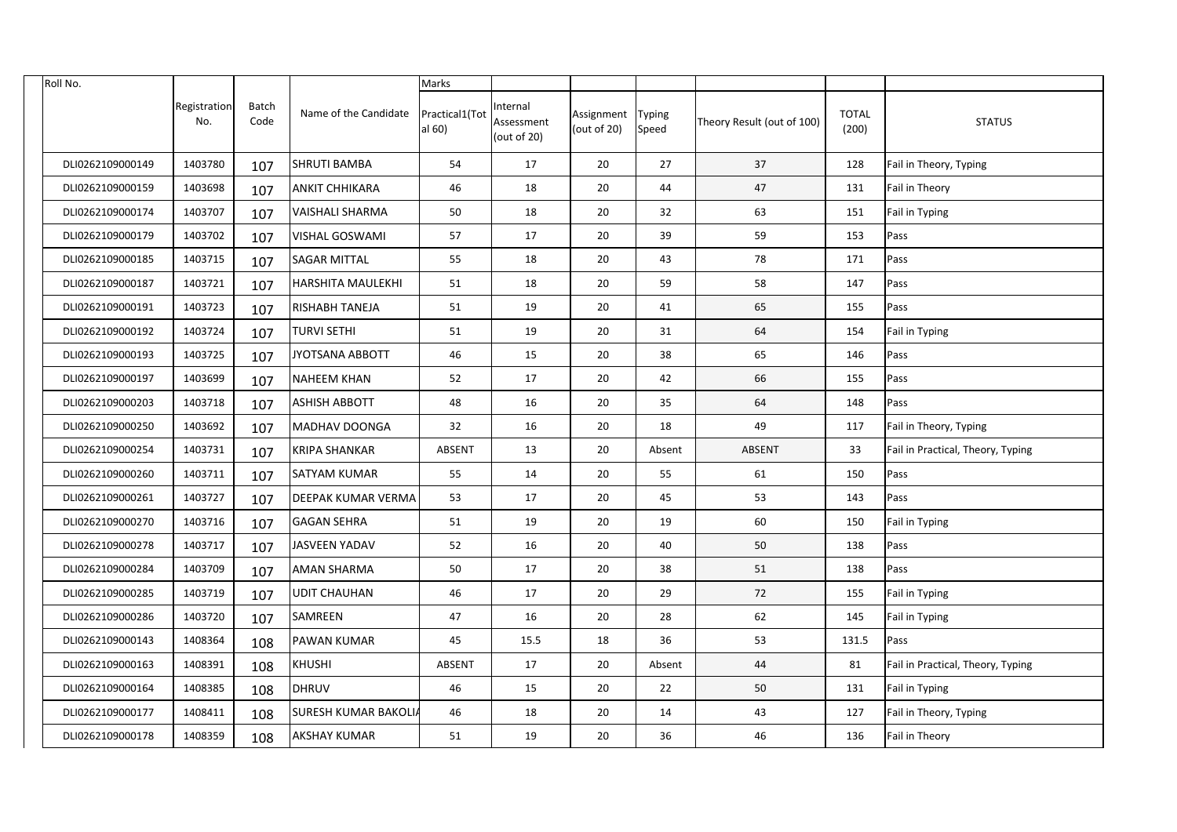| Roll No. | | | | Marks | | | | | | |
|---|---|---|---|---|---|---|---|---|---|---|
| | Registration No. | Batch Code | Name of the Candidate | Practical1(Total 60) | Internal Assessment (out of 20) | Assignment (out of 20) | Typing Speed | Theory Result (out of 100) | TOTAL (200) | STATUS |
| DLI0262109000149 | 1403780 | 107 | SHRUTI BAMBA | 54 | 17 | 20 | 27 | 37 | 128 | Fail in Theory, Typing |
| DLI0262109000159 | 1403698 | 107 | ANKIT CHHIKARA | 46 | 18 | 20 | 44 | 47 | 131 | Fail in Theory |
| DLI0262109000174 | 1403707 | 107 | VAISHALI SHARMA | 50 | 18 | 20 | 32 | 63 | 151 | Fail in Typing |
| DLI0262109000179 | 1403702 | 107 | VISHAL GOSWAMI | 57 | 17 | 20 | 39 | 59 | 153 | Pass |
| DLI0262109000185 | 1403715 | 107 | SAGAR MITTAL | 55 | 18 | 20 | 43 | 78 | 171 | Pass |
| DLI0262109000187 | 1403721 | 107 | HARSHITA MAULEKHI | 51 | 18 | 20 | 59 | 58 | 147 | Pass |
| DLI0262109000191 | 1403723 | 107 | RISHABH TANEJA | 51 | 19 | 20 | 41 | 65 | 155 | Pass |
| DLI0262109000192 | 1403724 | 107 | TURVI SETHI | 51 | 19 | 20 | 31 | 64 | 154 | Fail in Typing |
| DLI0262109000193 | 1403725 | 107 | JYOTSANA ABBOTT | 46 | 15 | 20 | 38 | 65 | 146 | Pass |
| DLI0262109000197 | 1403699 | 107 | NAHEEM KHAN | 52 | 17 | 20 | 42 | 66 | 155 | Pass |
| DLI0262109000203 | 1403718 | 107 | ASHISH ABBOTT | 48 | 16 | 20 | 35 | 64 | 148 | Pass |
| DLI0262109000250 | 1403692 | 107 | MADHAV DOONGA | 32 | 16 | 20 | 18 | 49 | 117 | Fail in Theory, Typing |
| DLI0262109000254 | 1403731 | 107 | KRIPA SHANKAR | ABSENT | 13 | 20 | Absent | ABSENT | 33 | Fail in Practical, Theory, Typing |
| DLI0262109000260 | 1403711 | 107 | SATYAM KUMAR | 55 | 14 | 20 | 55 | 61 | 150 | Pass |
| DLI0262109000261 | 1403727 | 107 | DEEPAK KUMAR VERMA | 53 | 17 | 20 | 45 | 53 | 143 | Pass |
| DLI0262109000270 | 1403716 | 107 | GAGAN SEHRA | 51 | 19 | 20 | 19 | 60 | 150 | Fail in Typing |
| DLI0262109000278 | 1403717 | 107 | JASVEEN YADAV | 52 | 16 | 20 | 40 | 50 | 138 | Pass |
| DLI0262109000284 | 1403709 | 107 | AMAN SHARMA | 50 | 17 | 20 | 38 | 51 | 138 | Pass |
| DLI0262109000285 | 1403719 | 107 | UDIT CHAUHAN | 46 | 17 | 20 | 29 | 72 | 155 | Fail in Typing |
| DLI0262109000286 | 1403720 | 107 | SAMREEN | 47 | 16 | 20 | 28 | 62 | 145 | Fail in Typing |
| DLI0262109000143 | 1408364 | 108 | PAWAN KUMAR | 45 | 15.5 | 18 | 36 | 53 | 131.5 | Pass |
| DLI0262109000163 | 1408391 | 108 | KHUSHI | ABSENT | 17 | 20 | Absent | 44 | 81 | Fail in Practical, Theory, Typing |
| DLI0262109000164 | 1408385 | 108 | DHRUV | 46 | 15 | 20 | 22 | 50 | 131 | Fail in Typing |
| DLI0262109000177 | 1408411 | 108 | SURESH KUMAR BAKOLIA | 46 | 18 | 20 | 14 | 43 | 127 | Fail in Theory, Typing |
| DLI0262109000178 | 1408359 | 108 | AKSHAY KUMAR | 51 | 19 | 20 | 36 | 46 | 136 | Fail in Theory |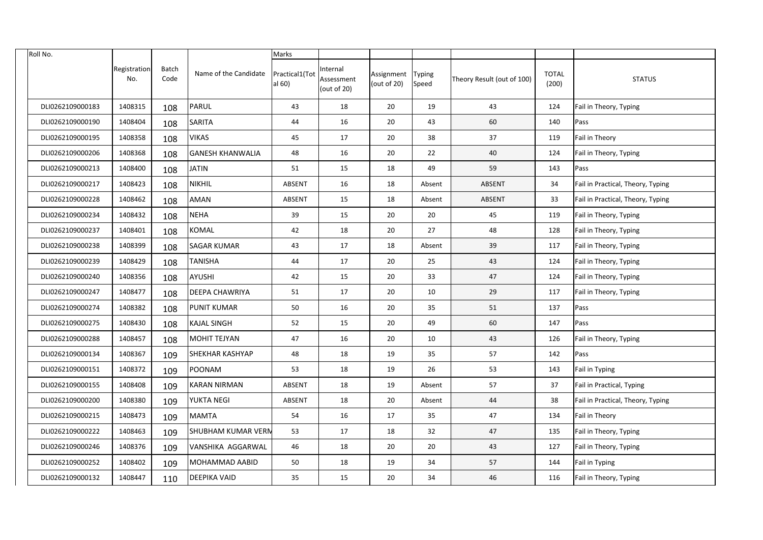| Roll No. | | | | Marks | | | | | | |
|---|---|---|---|---|---|---|---|---|---|---|
| | Registration No. | Batch Code | Name of the Candidate | Practical1(Total 60) | Internal Assessment (out of 20) | Assignment (out of 20) | Typing Speed | Theory Result (out of 100) | TOTAL (200) | STATUS |
| DLI0262109000183 | 1408315 | 108 | PARUL | 43 | 18 | 20 | 19 | 43 | 124 | Fail in Theory, Typing |
| DLI0262109000190 | 1408404 | 108 | SARITA | 44 | 16 | 20 | 43 | 60 | 140 | Pass |
| DLI0262109000195 | 1408358 | 108 | VIKAS | 45 | 17 | 20 | 38 | 37 | 119 | Fail in Theory |
| DLI0262109000206 | 1408368 | 108 | GANESH KHANWALIA | 48 | 16 | 20 | 22 | 40 | 124 | Fail in Theory, Typing |
| DLI0262109000213 | 1408400 | 108 | JATIN | 51 | 15 | 18 | 49 | 59 | 143 | Pass |
| DLI0262109000217 | 1408423 | 108 | NIKHIL | ABSENT | 16 | 18 | Absent | ABSENT | 34 | Fail in Practical, Theory, Typing |
| DLI0262109000228 | 1408462 | 108 | AMAN | ABSENT | 15 | 18 | Absent | ABSENT | 33 | Fail in Practical, Theory, Typing |
| DLI0262109000234 | 1408432 | 108 | NEHA | 39 | 15 | 20 | 20 | 45 | 119 | Fail in Theory, Typing |
| DLI0262109000237 | 1408401 | 108 | KOMAL | 42 | 18 | 20 | 27 | 48 | 128 | Fail in Theory, Typing |
| DLI0262109000238 | 1408399 | 108 | SAGAR KUMAR | 43 | 17 | 18 | Absent | 39 | 117 | Fail in Theory, Typing |
| DLI0262109000239 | 1408429 | 108 | TANISHA | 44 | 17 | 20 | 25 | 43 | 124 | Fail in Theory, Typing |
| DLI0262109000240 | 1408356 | 108 | AYUSHI | 42 | 15 | 20 | 33 | 47 | 124 | Fail in Theory, Typing |
| DLI0262109000247 | 1408477 | 108 | DEEPA CHAWRIYA | 51 | 17 | 20 | 10 | 29 | 117 | Fail in Theory, Typing |
| DLI0262109000274 | 1408382 | 108 | PUNIT KUMAR | 50 | 16 | 20 | 35 | 51 | 137 | Pass |
| DLI0262109000275 | 1408430 | 108 | KAJAL SINGH | 52 | 15 | 20 | 49 | 60 | 147 | Pass |
| DLI0262109000288 | 1408457 | 108 | MOHIT TEJYAN | 47 | 16 | 20 | 10 | 43 | 126 | Fail in Theory, Typing |
| DLI0262109000134 | 1408367 | 109 | SHEKHAR KASHYAP | 48 | 18 | 19 | 35 | 57 | 142 | Pass |
| DLI0262109000151 | 1408372 | 109 | POONAM | 53 | 18 | 19 | 26 | 53 | 143 | Fail in Typing |
| DLI0262109000155 | 1408408 | 109 | KARAN NIRMAN | ABSENT | 18 | 19 | Absent | 57 | 37 | Fail in Practical, Typing |
| DLI0262109000200 | 1408380 | 109 | YUKTA NEGI | ABSENT | 18 | 20 | Absent | 44 | 38 | Fail in Practical, Theory, Typing |
| DLI0262109000215 | 1408473 | 109 | MAMTA | 54 | 16 | 17 | 35 | 47 | 134 | Fail in Theory |
| DLI0262109000222 | 1408463 | 109 | SHUBHAM KUMAR VERM | 53 | 17 | 18 | 32 | 47 | 135 | Fail in Theory, Typing |
| DLI0262109000246 | 1408376 | 109 | VANSHIKA AGGARWAL | 46 | 18 | 20 | 20 | 43 | 127 | Fail in Theory, Typing |
| DLI0262109000252 | 1408402 | 109 | MOHAMMAD AABID | 50 | 18 | 19 | 34 | 57 | 144 | Fail in Typing |
| DLI0262109000132 | 1408447 | 110 | DEEPIKA VAID | 35 | 15 | 20 | 34 | 46 | 116 | Fail in Theory, Typing |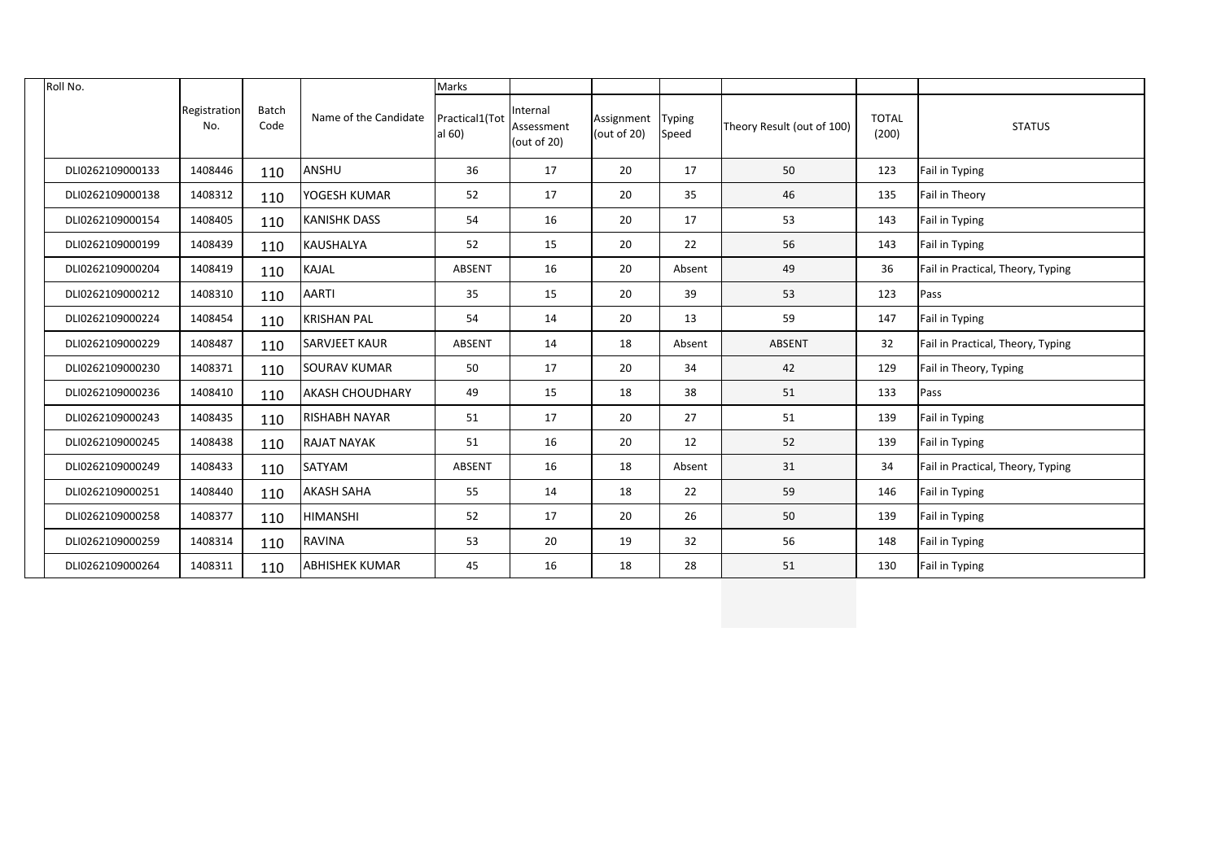| Roll No. | | | | Marks | | | | | | |
|---|---|---|---|---|---|---|---|---|---|---|
| | Registration No. | Batch Code | Name of the Candidate | Practical1(Total 60) | Internal Assessment (out of 20) | Assignment (out of 20) | Typing Speed | Theory Result (out of 100) | TOTAL (200) | STATUS |
| DLI0262109000133 | 1408446 | 110 | ANSHU | 36 | 17 | 20 | 17 | 50 | 123 | Fail in Typing |
| DLI0262109000138 | 1408312 | 110 | YOGESH KUMAR | 52 | 17 | 20 | 35 | 46 | 135 | Fail in Theory |
| DLI0262109000154 | 1408405 | 110 | KANISHK DASS | 54 | 16 | 20 | 17 | 53 | 143 | Fail in Typing |
| DLI0262109000199 | 1408439 | 110 | KAUSHALYA | 52 | 15 | 20 | 22 | 56 | 143 | Fail in Typing |
| DLI0262109000204 | 1408419 | 110 | KAJAL | ABSENT | 16 | 20 | Absent | 49 | 36 | Fail in Practical, Theory, Typing |
| DLI0262109000212 | 1408310 | 110 | AARTI | 35 | 15 | 20 | 39 | 53 | 123 | Pass |
| DLI0262109000224 | 1408454 | 110 | KRISHAN PAL | 54 | 14 | 20 | 13 | 59 | 147 | Fail in Typing |
| DLI0262109000229 | 1408487 | 110 | SARVJEET KAUR | ABSENT | 14 | 18 | Absent | ABSENT | 32 | Fail in Practical, Theory, Typing |
| DLI0262109000230 | 1408371 | 110 | SOURAV KUMAR | 50 | 17 | 20 | 34 | 42 | 129 | Fail in Theory, Typing |
| DLI0262109000236 | 1408410 | 110 | AKASH CHOUDHARY | 49 | 15 | 18 | 38 | 51 | 133 | Pass |
| DLI0262109000243 | 1408435 | 110 | RISHABH NAYAR | 51 | 17 | 20 | 27 | 51 | 139 | Fail in Typing |
| DLI0262109000245 | 1408438 | 110 | RAJAT NAYAK | 51 | 16 | 20 | 12 | 52 | 139 | Fail in Typing |
| DLI0262109000249 | 1408433 | 110 | SATYAM | ABSENT | 16 | 18 | Absent | 31 | 34 | Fail in Practical, Theory, Typing |
| DLI0262109000251 | 1408440 | 110 | AKASH SAHA | 55 | 14 | 18 | 22 | 59 | 146 | Fail in Typing |
| DLI0262109000258 | 1408377 | 110 | HIMANSHI | 52 | 17 | 20 | 26 | 50 | 139 | Fail in Typing |
| DLI0262109000259 | 1408314 | 110 | RAVINA | 53 | 20 | 19 | 32 | 56 | 148 | Fail in Typing |
| DLI0262109000264 | 1408311 | 110 | ABHISHEK KUMAR | 45 | 16 | 18 | 28 | 51 | 130 | Fail in Typing |